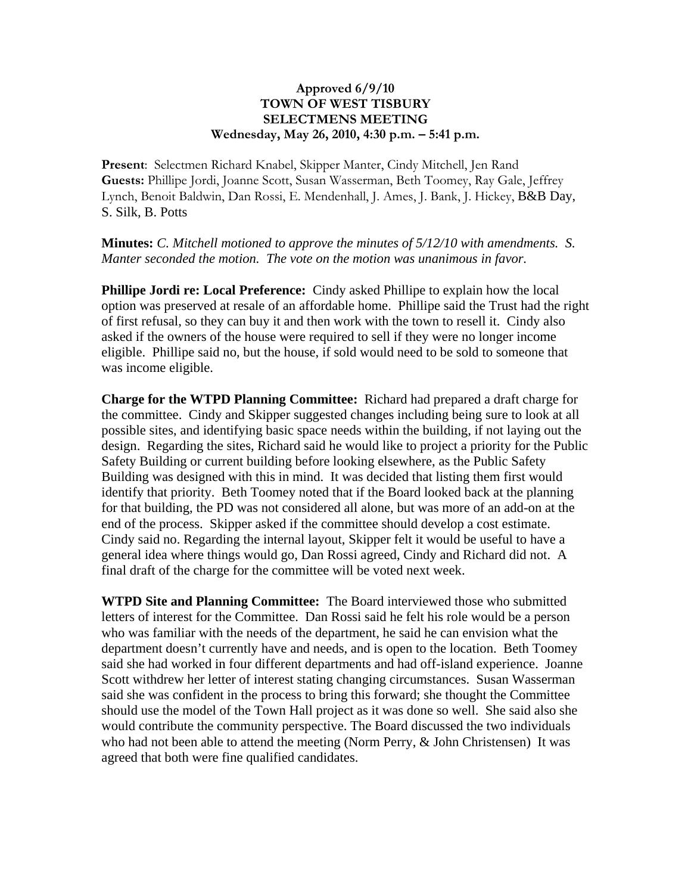**Approved 6/9/10**
**TOWN OF WEST TISBURY**
**SELECTMENS MEETING**
**Wednesday, May 26, 2010, 4:30 p.m. – 5:41 p.m.**

**Present**: Selectmen Richard Knabel, Skipper Manter, Cindy Mitchell, Jen Rand
**Guests:** Phillipe Jordi, Joanne Scott, Susan Wasserman, Beth Toomey, Ray Gale, Jeffrey Lynch, Benoit Baldwin, Dan Rossi, E. Mendenhall, J. Ames, J. Bank, J. Hickey, B&B Day, S. Silk, B. Potts

**Minutes:** *C. Mitchell motioned to approve the minutes of 5/12/10 with amendments. S. Manter seconded the motion. The vote on the motion was unanimous in favor.*

**Phillipe Jordi re: Local Preference:** Cindy asked Phillipe to explain how the local option was preserved at resale of an affordable home. Phillipe said the Trust had the right of first refusal, so they can buy it and then work with the town to resell it. Cindy also asked if the owners of the house were required to sell if they were no longer income eligible. Phillipe said no, but the house, if sold would need to be sold to someone that was income eligible.

**Charge for the WTPD Planning Committee:** Richard had prepared a draft charge for the committee. Cindy and Skipper suggested changes including being sure to look at all possible sites, and identifying basic space needs within the building, if not laying out the design. Regarding the sites, Richard said he would like to project a priority for the Public Safety Building or current building before looking elsewhere, as the Public Safety Building was designed with this in mind. It was decided that listing them first would identify that priority. Beth Toomey noted that if the Board looked back at the planning for that building, the PD was not considered all alone, but was more of an add-on at the end of the process. Skipper asked if the committee should develop a cost estimate. Cindy said no. Regarding the internal layout, Skipper felt it would be useful to have a general idea where things would go, Dan Rossi agreed, Cindy and Richard did not. A final draft of the charge for the committee will be voted next week.

**WTPD Site and Planning Committee:** The Board interviewed those who submitted letters of interest for the Committee. Dan Rossi said he felt his role would be a person who was familiar with the needs of the department, he said he can envision what the department doesn't currently have and needs, and is open to the location. Beth Toomey said she had worked in four different departments and had off-island experience. Joanne Scott withdrew her letter of interest stating changing circumstances. Susan Wasserman said she was confident in the process to bring this forward; she thought the Committee should use the model of the Town Hall project as it was done so well. She said also she would contribute the community perspective. The Board discussed the two individuals who had not been able to attend the meeting (Norm Perry, & John Christensen) It was agreed that both were fine qualified candidates.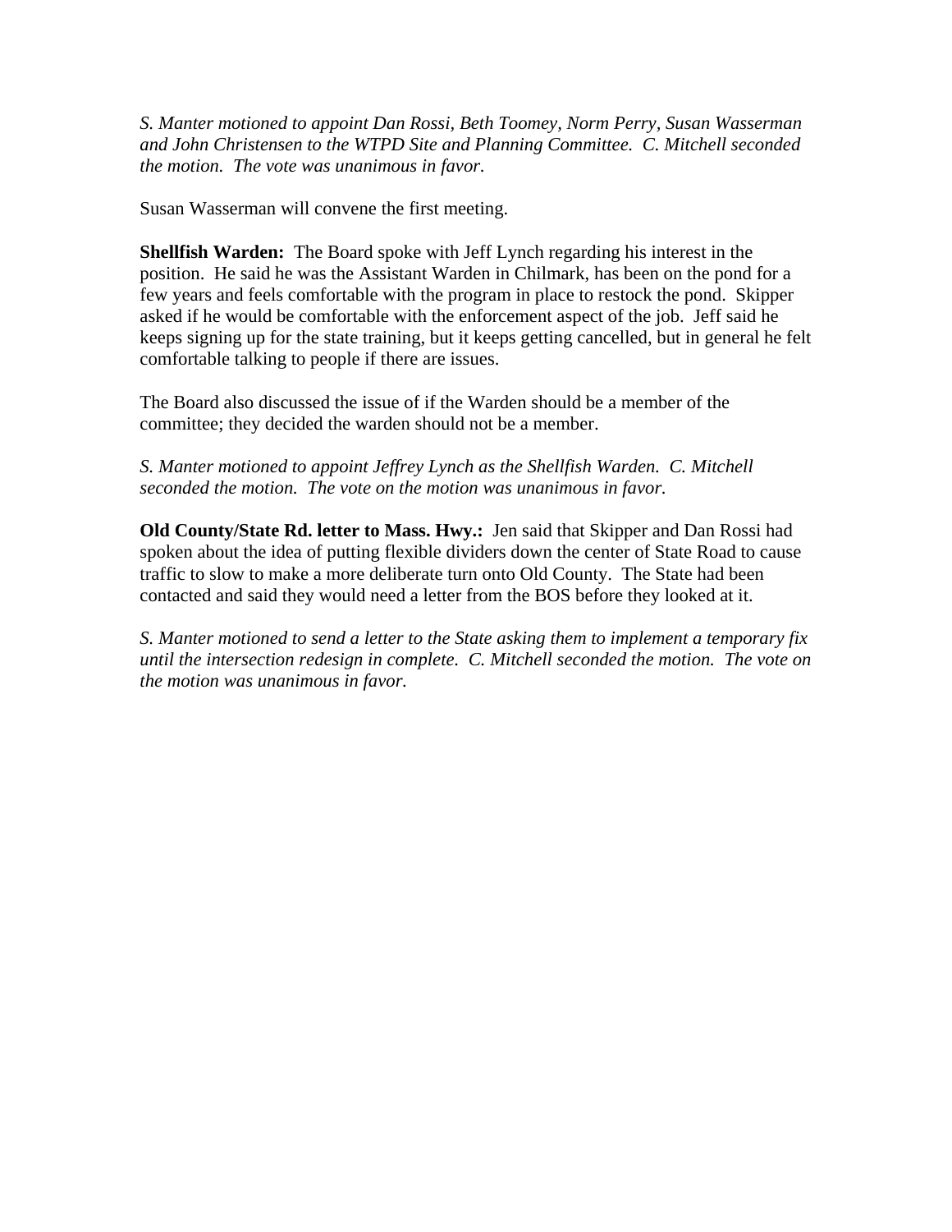*S. Manter motioned to appoint Dan Rossi, Beth Toomey, Norm Perry, Susan Wasserman and John Christensen to the WTPD Site and Planning Committee. C. Mitchell seconded the motion. The vote was unanimous in favor.*

Susan Wasserman will convene the first meeting.

**Shellfish Warden:** The Board spoke with Jeff Lynch regarding his interest in the position. He said he was the Assistant Warden in Chilmark, has been on the pond for a few years and feels comfortable with the program in place to restock the pond. Skipper asked if he would be comfortable with the enforcement aspect of the job. Jeff said he keeps signing up for the state training, but it keeps getting cancelled, but in general he felt comfortable talking to people if there are issues.

The Board also discussed the issue of if the Warden should be a member of the committee; they decided the warden should not be a member.

*S. Manter motioned to appoint Jeffrey Lynch as the Shellfish Warden. C. Mitchell seconded the motion. The vote on the motion was unanimous in favor.*

**Old County/State Rd. letter to Mass. Hwy.:** Jen said that Skipper and Dan Rossi had spoken about the idea of putting flexible dividers down the center of State Road to cause traffic to slow to make a more deliberate turn onto Old County. The State had been contacted and said they would need a letter from the BOS before they looked at it.

*S. Manter motioned to send a letter to the State asking them to implement a temporary fix until the intersection redesign in complete. C. Mitchell seconded the motion. The vote on the motion was unanimous in favor.*